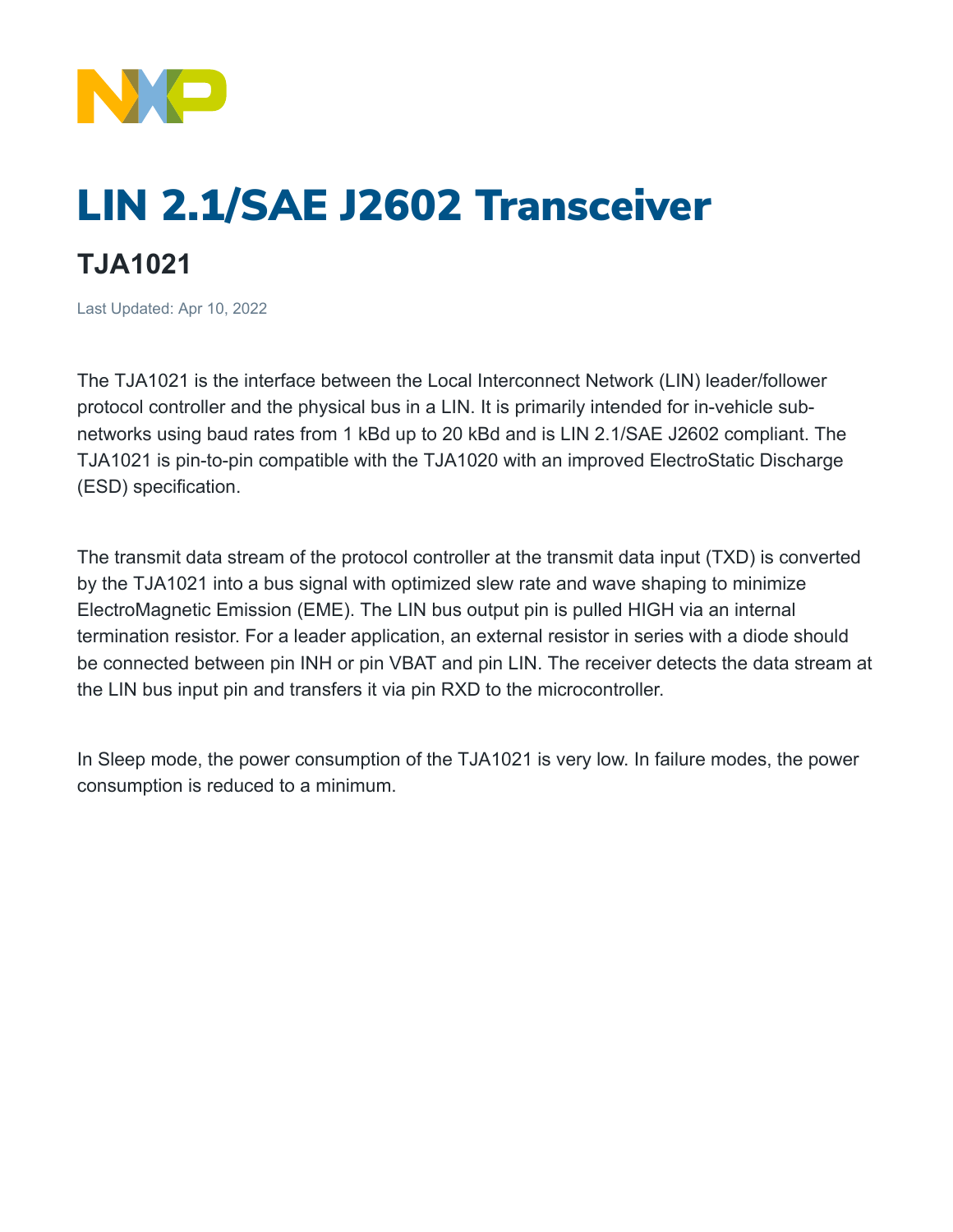# LIN 2.1/SAE J2602 Transceiver

## TJA1021

Last Updated: Apr 10, 2022

The TJA1021 is the interface between the Local Interconnect Network (LIN) leader/follower protocol controller and the physical bus in a LIN. It is primarily intended for in-vehicle sub-networks using baud rates from 1 kBd up to 20 kBd and is LIN 2.1/SAE J2602 compliant. The TJA1021 is pin-to-pin compatible with the TJA1020 with an improved ElectroStatic Discharge (ESD) specification.

The transmit data stream of the protocol controller at the transmit data input (TXD) is converted by the TJA1021 into a bus signal with optimized slew rate and wave shaping to minimize ElectroMagnetic Emission (EME). The LIN bus output pin is pulled HIGH via an internal termination resistor. For a leader application, an external resistor in series with a diode should be connected between pin INH or pin VBAT and pin LIN. The receiver detects the data stream at the LIN bus input pin and transfers it via pin RXD to the microcontroller.

In Sleep mode, the power consumption of the TJA1021 is very low. In failure modes, the power consumption is reduced to a minimum.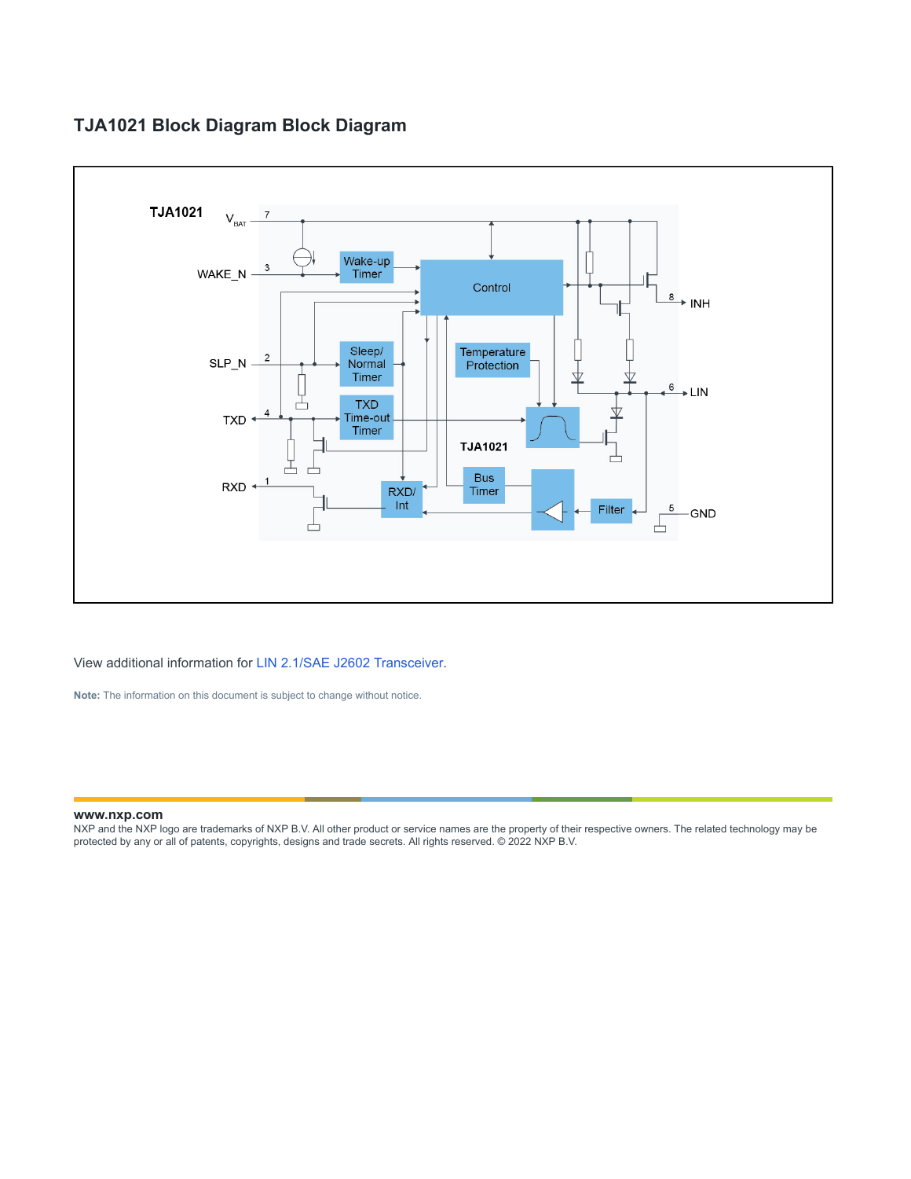## TJA1021 Block Diagram Block Diagram

TJA1021

$V_{BAT}$ 7

WAKE_N 3

SLP_N 2

TXD 4

RXD 1

Wake-up Timer

Control

Sleep/ Normal Timer

Temperature Protection

TXD Time-out Timer

TJA1021

RXD/ Int

Bus Timer

Filter

8 INH

6 LIN

5 GND

View additional information for LIN 2.1/SAE J2602 Transceiver.

**Note:** The information on this document is subject to change without notice.

**www.nxp.com**

NXP and the NXP logo are trademarks of NXP B.V. All other product or service names are the property of their respective owners. The related technology may be protected by any or all of patents, copyrights, designs and trade secrets. All rights reserved. © 2022 NXP B.V.